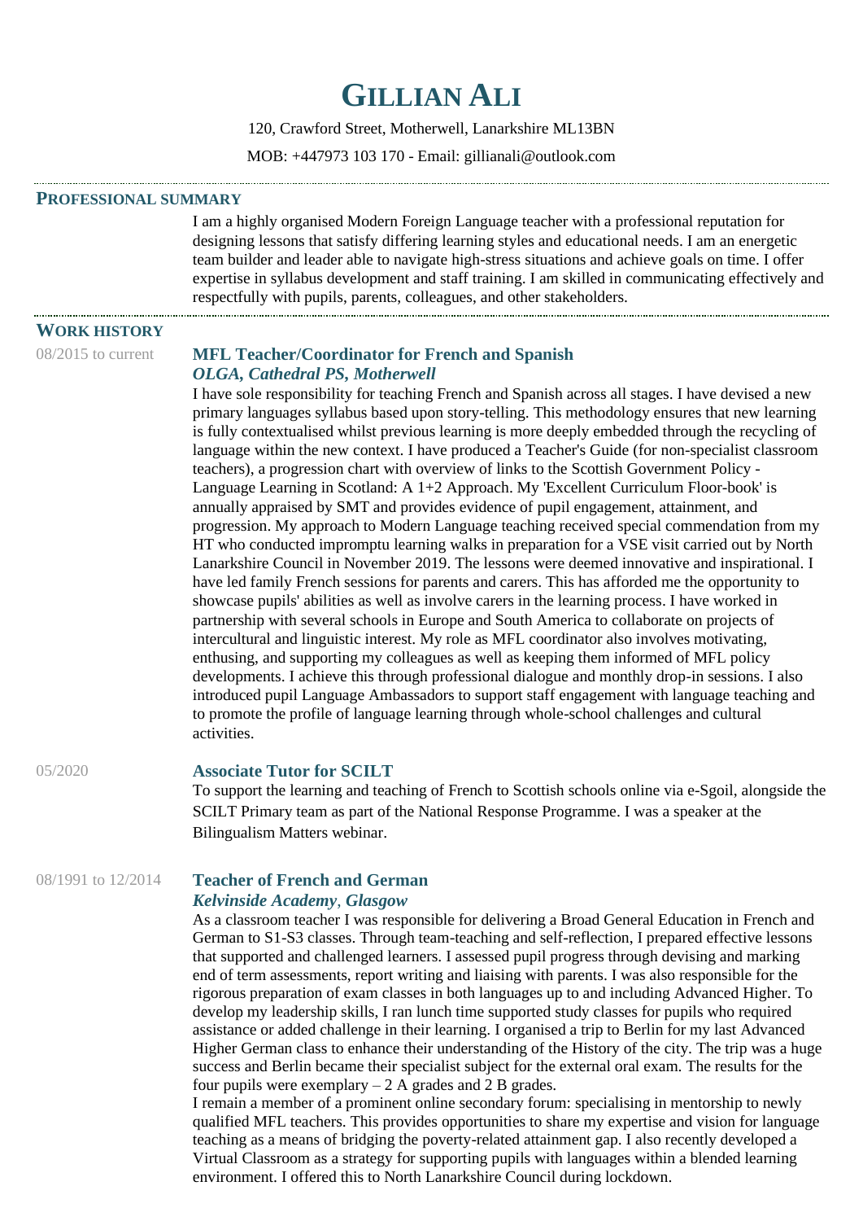# Gillian Ali

120, Crawford Street, Motherwell, Lanarkshire ML13BN

MOB: +447973 103 170 - Email: gillianali@outlook.com

## Professional Summary

I am a highly organised Modern Foreign Language teacher with a professional reputation for designing lessons that satisfy differing learning styles and educational needs. I am an energetic team builder and leader able to navigate high-stress situations and achieve goals on time. I offer expertise in syllabus development and staff training. I am skilled in communicating effectively and respectfully with pupils, parents, colleagues, and other stakeholders.

## Work History

08/2015 to current

### MFL Teacher/Coordinator for French and Spanish

*OLGA, Cathedral PS, Motherwell*

I have sole responsibility for teaching French and Spanish across all stages. I have devised a new primary languages syllabus based upon story-telling. This methodology ensures that new learning is fully contextualised whilst previous learning is more deeply embedded through the recycling of language within the new context. I have produced a Teacher's Guide (for non-specialist classroom teachers), a progression chart with overview of links to the Scottish Government Policy - Language Learning in Scotland: A 1+2 Approach. My 'Excellent Curriculum Floor-book' is annually appraised by SMT and provides evidence of pupil engagement, attainment, and progression. My approach to Modern Language teaching received special commendation from my HT who conducted impromptu learning walks in preparation for a VSE visit carried out by North Lanarkshire Council in November 2019. The lessons were deemed innovative and inspirational. I have led family French sessions for parents and carers. This has afforded me the opportunity to showcase pupils' abilities as well as involve carers in the learning process. I have worked in partnership with several schools in Europe and South America to collaborate on projects of intercultural and linguistic interest. My role as MFL coordinator also involves motivating, enthusing, and supporting my colleagues as well as keeping them informed of MFL policy developments. I achieve this through professional dialogue and monthly drop-in sessions. I also introduced pupil Language Ambassadors to support staff engagement with language teaching and to promote the profile of language learning through whole-school challenges and cultural activities.

05/2020

### Associate Tutor for SCILT

To support the learning and teaching of French to Scottish schools online via e-Sgoil, alongside the SCILT Primary team as part of the National Response Programme. I was a speaker at the Bilingualism Matters webinar.

08/1991 to 12/2014

### Teacher of French and German

*Kelvinside Academy*, *Glasgow*

As a classroom teacher I was responsible for delivering a Broad General Education in French and German to S1-S3 classes. Through team-teaching and self-reflection, I prepared effective lessons that supported and challenged learners. I assessed pupil progress through devising and marking end of term assessments, report writing and liaising with parents. I was also responsible for the rigorous preparation of exam classes in both languages up to and including Advanced Higher. To develop my leadership skills, I ran lunch time supported study classes for pupils who required assistance or added challenge in their learning. I organised a trip to Berlin for my last Advanced Higher German class to enhance their understanding of the History of the city. The trip was a huge success and Berlin became their specialist subject for the external oral exam. The results for the four pupils were exemplary – 2 A grades and 2 B grades.

I remain a member of a prominent online secondary forum: specialising in mentorship to newly qualified MFL teachers. This provides opportunities to share my expertise and vision for language teaching as a means of bridging the poverty-related attainment gap. I also recently developed a Virtual Classroom as a strategy for supporting pupils with languages within a blended learning environment. I offered this to North Lanarkshire Council during lockdown.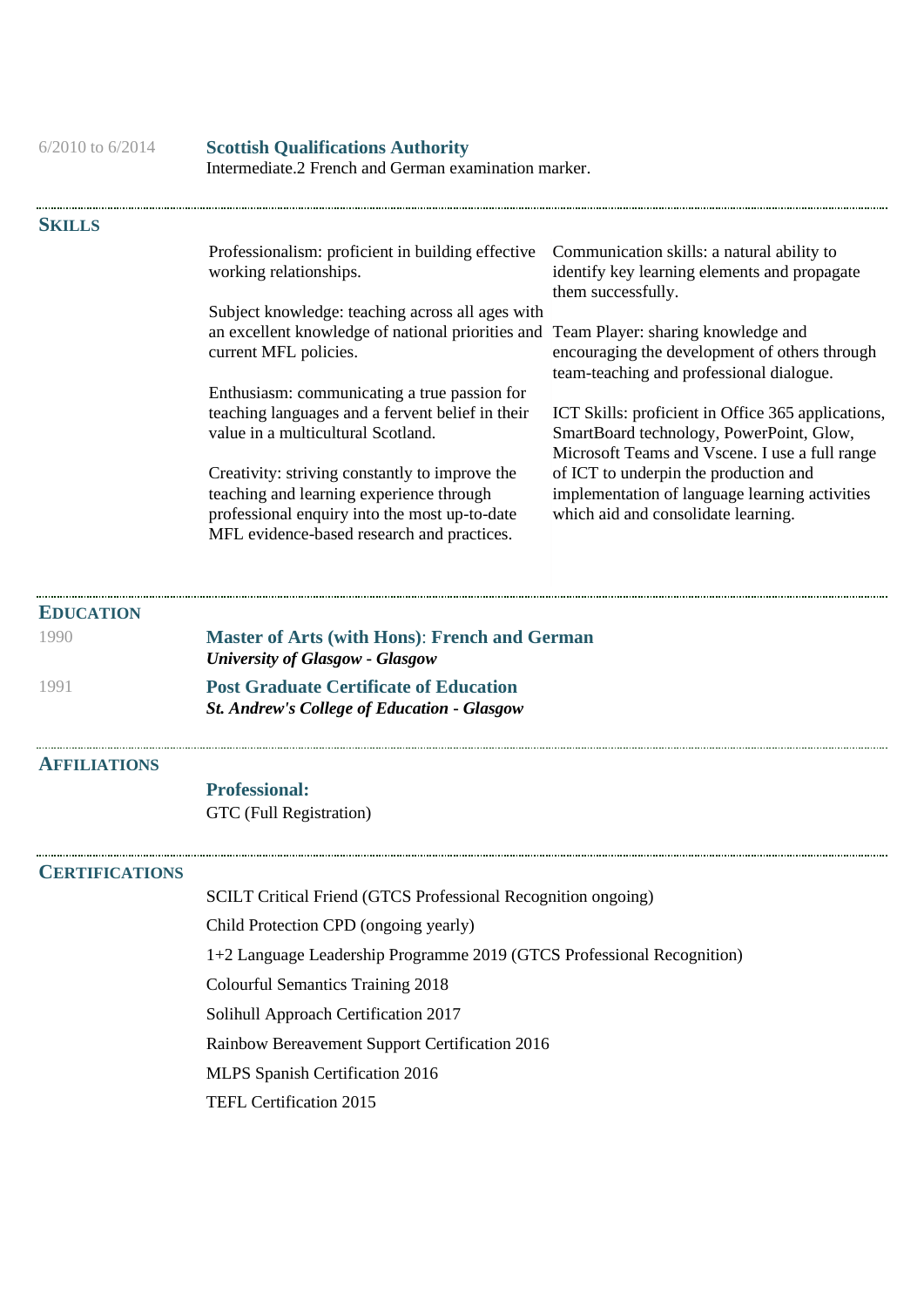6/2010 to 6/2014

**Scottish Qualifications Authority**
Intermediate.2 French and German examination marker.

---

## SKILLS

Professionalism: proficient in building effective working relationships.

Subject knowledge: teaching across all ages with an excellent knowledge of national priorities and current MFL policies.

Enthusiasm: communicating a true passion for teaching languages and a fervent belief in their value in a multicultural Scotland.

Creativity: striving constantly to improve the teaching and learning experience through professional enquiry into the most up-to-date MFL evidence-based research and practices.

Communication skills: a natural ability to identify key learning elements and propagate them successfully.

Team Player: sharing knowledge and encouraging the development of others through team-teaching and professional dialogue.

ICT Skills: proficient in Office 365 applications, SmartBoard technology, PowerPoint, Glow, Microsoft Teams and Vscene. I use a full range of ICT to underpin the production and implementation of language learning activities which aid and consolidate learning.

---

## EDUCATION

1990

**Master of Arts (with Hons)**: **French and German**
***University of Glasgow - Glasgow***

1991

**Post Graduate Certificate of Education**
***St. Andrew's College of Education - Glasgow***

---

## AFFILIATIONS

**Professional:**
GTC (Full Registration)

---

## CERTIFICATIONS

SCILT Critical Friend (GTCS Professional Recognition ongoing)

Child Protection CPD (ongoing yearly)

1+2 Language Leadership Programme 2019 (GTCS Professional Recognition)

Colourful Semantics Training 2018

Solihull Approach Certification 2017

Rainbow Bereavement Support Certification 2016

MLPS Spanish Certification 2016

TEFL Certification 2015